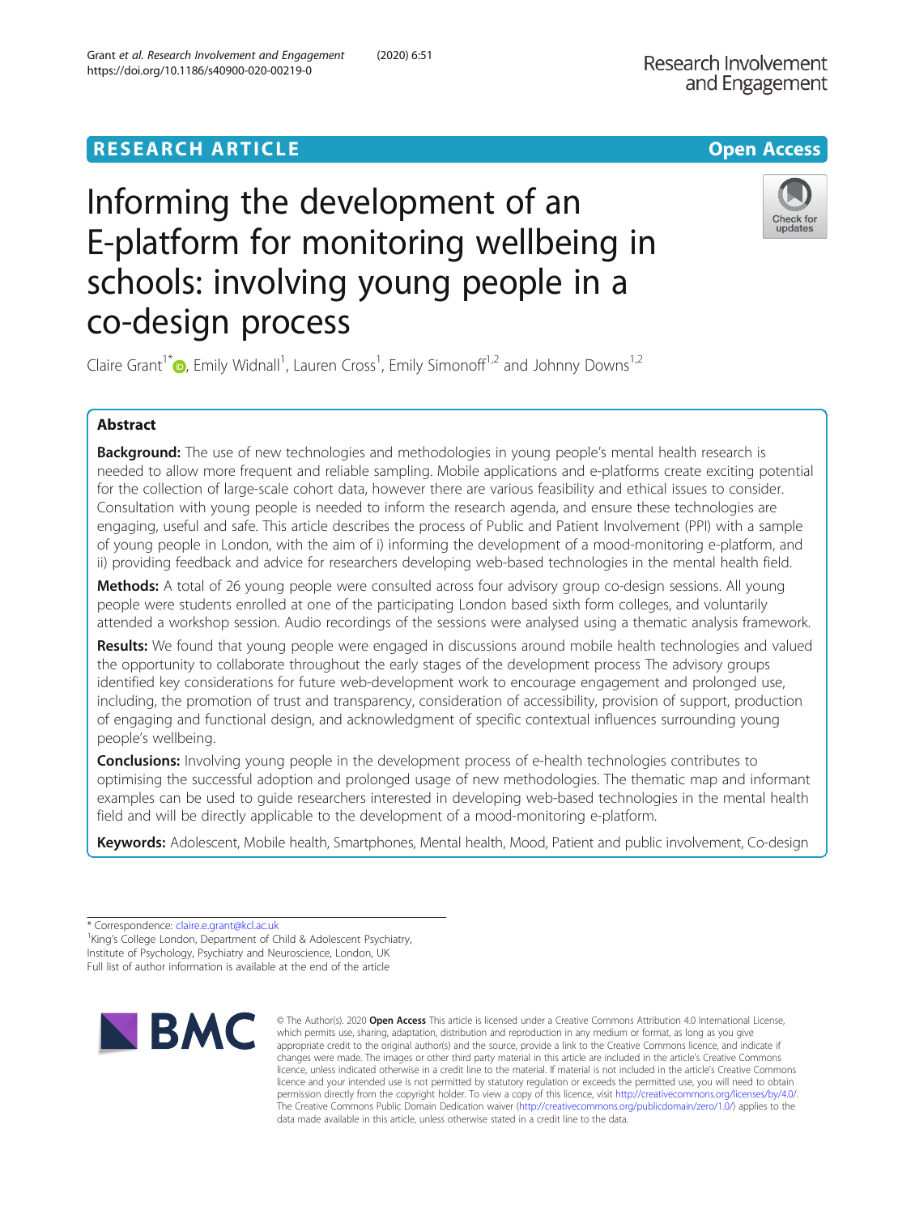RESEARCH ARTICLE

Open Access

# Informing the development of an E-platform for monitoring wellbeing in schools: involving young people in a co-design process

Claire Grant[1*], Emily Widnall[1], Lauren Cross[1], Emily Simonoff[1,2] and Johnny Downs[1,2]

## Abstract

**Background:** The use of new technologies and methodologies in young people's mental health research is needed to allow more frequent and reliable sampling. Mobile applications and e-platforms create exciting potential for the collection of large-scale cohort data, however there are various feasibility and ethical issues to consider. Consultation with young people is needed to inform the research agenda, and ensure these technologies are engaging, useful and safe. This article describes the process of Public and Patient Involvement (PPI) with a sample of young people in London, with the aim of i) informing the development of a mood-monitoring e-platform, and ii) providing feedback and advice for researchers developing web-based technologies in the mental health field.

**Methods:** A total of 26 young people were consulted across four advisory group co-design sessions. All young people were students enrolled at one of the participating London based sixth form colleges, and voluntarily attended a workshop session. Audio recordings of the sessions were analysed using a thematic analysis framework.

**Results:** We found that young people were engaged in discussions around mobile health technologies and valued the opportunity to collaborate throughout the early stages of the development process The advisory groups identified key considerations for future web-development work to encourage engagement and prolonged use, including, the promotion of trust and transparency, consideration of accessibility, provision of support, production of engaging and functional design, and acknowledgment of specific contextual influences surrounding young people's wellbeing.

**Conclusions:** Involving young people in the development process of e-health technologies contributes to optimising the successful adoption and prolonged usage of new methodologies. The thematic map and informant examples can be used to guide researchers interested in developing web-based technologies in the mental health field and will be directly applicable to the development of a mood-monitoring e-platform.

**Keywords:** Adolescent, Mobile health, Smartphones, Mental health, Mood, Patient and public involvement, Co-design

\* Correspondence: claire.e.grant@kcl.ac.uk
[1]King's College London, Department of Child & Adolescent Psychiatry, Institute of Psychology, Psychiatry and Neuroscience, London, UK
Full list of author information is available at the end of the article

© The Author(s). 2020 **Open Access** This article is licensed under a Creative Commons Attribution 4.0 International License, which permits use, sharing, adaptation, distribution and reproduction in any medium or format, as long as you give appropriate credit to the original author(s) and the source, provide a link to the Creative Commons licence, and indicate if changes were made. The images or other third party material in this article are included in the article's Creative Commons licence, unless indicated otherwise in a credit line to the material. If material is not included in the article's Creative Commons licence and your intended use is not permitted by statutory regulation or exceeds the permitted use, you will need to obtain permission directly from the copyright holder. To view a copy of this licence, visit http://creativecommons.org/licenses/by/4.0/. The Creative Commons Public Domain Dedication waiver (http://creativecommons.org/publicdomain/zero/1.0/) applies to the data made available in this article, unless otherwise stated in a credit line to the data.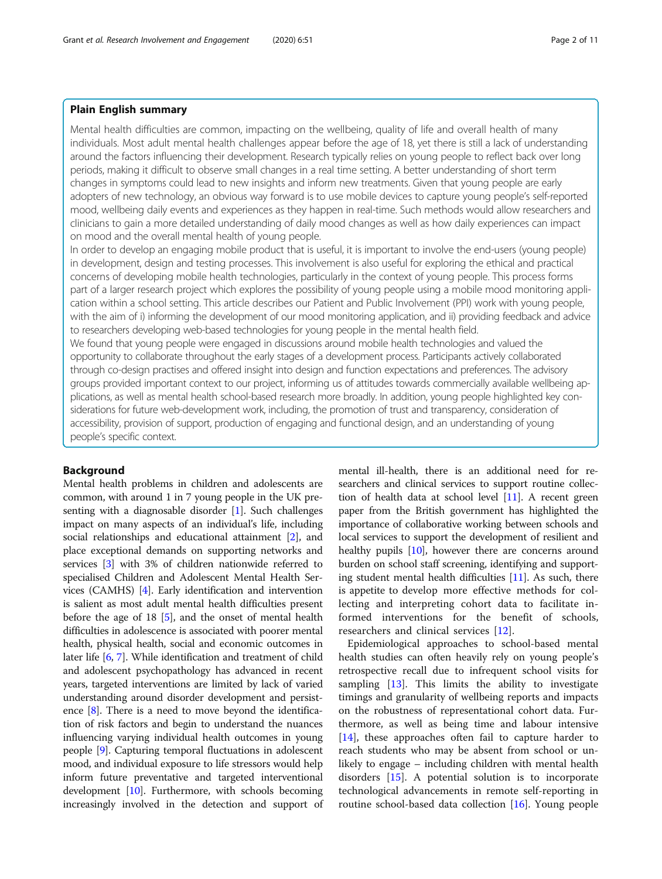## Plain English summary

Mental health difficulties are common, impacting on the wellbeing, quality of life and overall health of many individuals. Most adult mental health challenges appear before the age of 18, yet there is still a lack of understanding around the factors influencing their development. Research typically relies on young people to reflect back over long periods, making it difficult to observe small changes in a real time setting. A better understanding of short term changes in symptoms could lead to new insights and inform new treatments. Given that young people are early adopters of new technology, an obvious way forward is to use mobile devices to capture young people's self-reported mood, wellbeing daily events and experiences as they happen in real-time. Such methods would allow researchers and clinicians to gain a more detailed understanding of daily mood changes as well as how daily experiences can impact on mood and the overall mental health of young people.

In order to develop an engaging mobile product that is useful, it is important to involve the end-users (young people) in development, design and testing processes. This involvement is also useful for exploring the ethical and practical concerns of developing mobile health technologies, particularly in the context of young people. This process forms part of a larger research project which explores the possibility of young people using a mobile mood monitoring application within a school setting. This article describes our Patient and Public Involvement (PPI) work with young people, with the aim of i) informing the development of our mood monitoring application, and ii) providing feedback and advice to researchers developing web-based technologies for young people in the mental health field.

We found that young people were engaged in discussions around mobile health technologies and valued the opportunity to collaborate throughout the early stages of a development process. Participants actively collaborated through co-design practises and offered insight into design and function expectations and preferences. The advisory groups provided important context to our project, informing us of attitudes towards commercially available wellbeing applications, as well as mental health school-based research more broadly. In addition, young people highlighted key considerations for future web-development work, including, the promotion of trust and transparency, consideration of accessibility, provision of support, production of engaging and functional design, and an understanding of young people's specific context.

## Background

Mental health problems in children and adolescents are common, with around 1 in 7 young people in the UK presenting with a diagnosable disorder [1]. Such challenges impact on many aspects of an individual's life, including social relationships and educational attainment [2], and place exceptional demands on supporting networks and services [3] with 3% of children nationwide referred to specialised Children and Adolescent Mental Health Services (CAMHS) [4]. Early identification and intervention is salient as most adult mental health difficulties present before the age of 18 [5], and the onset of mental health difficulties in adolescence is associated with poorer mental health, physical health, social and economic outcomes in later life [6, 7]. While identification and treatment of child and adolescent psychopathology has advanced in recent years, targeted interventions are limited by lack of varied understanding around disorder development and persistence [8]. There is a need to move beyond the identification of risk factors and begin to understand the nuances influencing varying individual health outcomes in young people [9]. Capturing temporal fluctuations in adolescent mood, and individual exposure to life stressors would help inform future preventative and targeted interventional development [10]. Furthermore, with schools becoming increasingly involved in the detection and support of mental ill-health, there is an additional need for researchers and clinical services to support routine collection of health data at school level [11]. A recent green paper from the British government has highlighted the importance of collaborative working between schools and local services to support the development of resilient and healthy pupils [10], however there are concerns around burden on school staff screening, identifying and supporting student mental health difficulties [11]. As such, there is appetite to develop more effective methods for collecting and interpreting cohort data to facilitate informed interventions for the benefit of schools, researchers and clinical services [12].

Epidemiological approaches to school-based mental health studies can often heavily rely on young people's retrospective recall due to infrequent school visits for sampling [13]. This limits the ability to investigate timings and granularity of wellbeing reports and impacts on the robustness of representational cohort data. Furthermore, as well as being time and labour intensive [14], these approaches often fail to capture harder to reach students who may be absent from school or unlikely to engage – including children with mental health disorders [15]. A potential solution is to incorporate technological advancements in remote self-reporting in routine school-based data collection [16]. Young people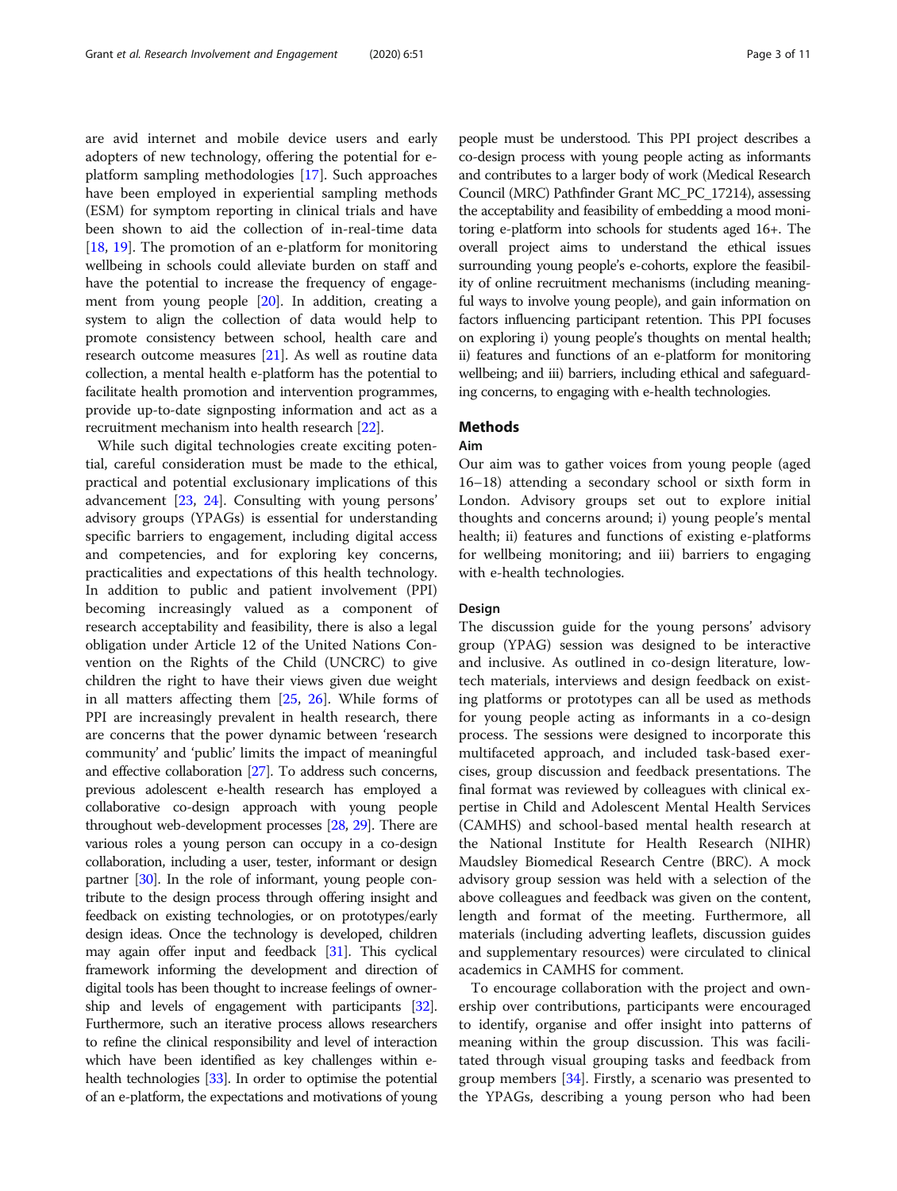are avid internet and mobile device users and early adopters of new technology, offering the potential for e-platform sampling methodologies [17]. Such approaches have been employed in experiential sampling methods (ESM) for symptom reporting in clinical trials and have been shown to aid the collection of in-real-time data [18, 19]. The promotion of an e-platform for monitoring wellbeing in schools could alleviate burden on staff and have the potential to increase the frequency of engagement from young people [20]. In addition, creating a system to align the collection of data would help to promote consistency between school, health care and research outcome measures [21]. As well as routine data collection, a mental health e-platform has the potential to facilitate health promotion and intervention programmes, provide up-to-date signposting information and act as a recruitment mechanism into health research [22].

While such digital technologies create exciting potential, careful consideration must be made to the ethical, practical and potential exclusionary implications of this advancement [23, 24]. Consulting with young persons' advisory groups (YPAGs) is essential for understanding specific barriers to engagement, including digital access and competencies, and for exploring key concerns, practicalities and expectations of this health technology. In addition to public and patient involvement (PPI) becoming increasingly valued as a component of research acceptability and feasibility, there is also a legal obligation under Article 12 of the United Nations Convention on the Rights of the Child (UNCRC) to give children the right to have their views given due weight in all matters affecting them [25, 26]. While forms of PPI are increasingly prevalent in health research, there are concerns that the power dynamic between 'research community' and 'public' limits the impact of meaningful and effective collaboration [27]. To address such concerns, previous adolescent e-health research has employed a collaborative co-design approach with young people throughout web-development processes [28, 29]. There are various roles a young person can occupy in a co-design collaboration, including a user, tester, informant or design partner [30]. In the role of informant, young people contribute to the design process through offering insight and feedback on existing technologies, or on prototypes/early design ideas. Once the technology is developed, children may again offer input and feedback [31]. This cyclical framework informing the development and direction of digital tools has been thought to increase feelings of ownership and levels of engagement with participants [32]. Furthermore, such an iterative process allows researchers to refine the clinical responsibility and level of interaction which have been identified as key challenges within e-health technologies [33]. In order to optimise the potential of an e-platform, the expectations and motivations of young people must be understood. This PPI project describes a co-design process with young people acting as informants and contributes to a larger body of work (Medical Research Council (MRC) Pathfinder Grant MC_PC_17214), assessing the acceptability and feasibility of embedding a mood monitoring e-platform into schools for students aged 16+. The overall project aims to understand the ethical issues surrounding young people's e-cohorts, explore the feasibility of online recruitment mechanisms (including meaningful ways to involve young people), and gain information on factors influencing participant retention. This PPI focuses on exploring i) young people's thoughts on mental health; ii) features and functions of an e-platform for monitoring wellbeing; and iii) barriers, including ethical and safeguarding concerns, to engaging with e-health technologies.

## Methods

### Aim

Our aim was to gather voices from young people (aged 16–18) attending a secondary school or sixth form in London. Advisory groups set out to explore initial thoughts and concerns around; i) young people's mental health; ii) features and functions of existing e-platforms for wellbeing monitoring; and iii) barriers to engaging with e-health technologies.

### Design

The discussion guide for the young persons' advisory group (YPAG) session was designed to be interactive and inclusive. As outlined in co-design literature, low-tech materials, interviews and design feedback on existing platforms or prototypes can all be used as methods for young people acting as informants in a co-design process. The sessions were designed to incorporate this multifaceted approach, and included task-based exercises, group discussion and feedback presentations. The final format was reviewed by colleagues with clinical expertise in Child and Adolescent Mental Health Services (CAMHS) and school-based mental health research at the National Institute for Health Research (NIHR) Maudsley Biomedical Research Centre (BRC). A mock advisory group session was held with a selection of the above colleagues and feedback was given on the content, length and format of the meeting. Furthermore, all materials (including adverting leaflets, discussion guides and supplementary resources) were circulated to clinical academics in CAMHS for comment.

To encourage collaboration with the project and ownership over contributions, participants were encouraged to identify, organise and offer insight into patterns of meaning within the group discussion. This was facilitated through visual grouping tasks and feedback from group members [34]. Firstly, a scenario was presented to the YPAGs, describing a young person who had been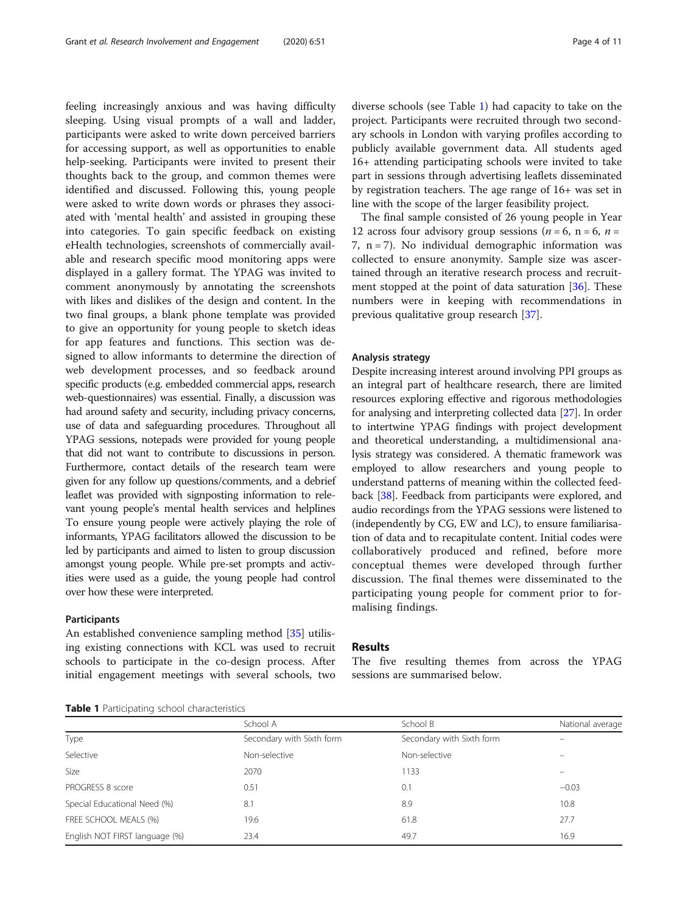feeling increasingly anxious and was having difficulty sleeping. Using visual prompts of a wall and ladder, participants were asked to write down perceived barriers for accessing support, as well as opportunities to enable help-seeking. Participants were invited to present their thoughts back to the group, and common themes were identified and discussed. Following this, young people were asked to write down words or phrases they associated with 'mental health' and assisted in grouping these into categories. To gain specific feedback on existing eHealth technologies, screenshots of commercially available and research specific mood monitoring apps were displayed in a gallery format. The YPAG was invited to comment anonymously by annotating the screenshots with likes and dislikes of the design and content. In the two final groups, a blank phone template was provided to give an opportunity for young people to sketch ideas for app features and functions. This section was designed to allow informants to determine the direction of web development processes, and so feedback around specific products (e.g. embedded commercial apps, research web-questionnaires) was essential. Finally, a discussion was had around safety and security, including privacy concerns, use of data and safeguarding procedures. Throughout all YPAG sessions, notepads were provided for young people that did not want to contribute to discussions in person. Furthermore, contact details of the research team were given for any follow up questions/comments, and a debrief leaflet was provided with signposting information to relevant young people's mental health services and helplines To ensure young people were actively playing the role of informants, YPAG facilitators allowed the discussion to be led by participants and aimed to listen to group discussion amongst young people. While pre-set prompts and activities were used as a guide, the young people had control over how these were interpreted.

### Participants

An established convenience sampling method [35] utilising existing connections with KCL was used to recruit schools to participate in the co-design process. After initial engagement meetings with several schools, two diverse schools (see Table 1) had capacity to take on the project. Participants were recruited through two secondary schools in London with varying profiles according to publicly available government data. All students aged 16+ attending participating schools were invited to take part in sessions through advertising leaflets disseminated by registration teachers. The age range of 16+ was set in line with the scope of the larger feasibility project.

The final sample consisted of 26 young people in Year 12 across four advisory group sessions ($n = 6$, $n = 6$, $n = 7$, $n = 7$). No individual demographic information was collected to ensure anonymity. Sample size was ascertained through an iterative research process and recruitment stopped at the point of data saturation [36]. These numbers were in keeping with recommendations in previous qualitative group research [37].

### Analysis strategy

Despite increasing interest around involving PPI groups as an integral part of healthcare research, there are limited resources exploring effective and rigorous methodologies for analysing and interpreting collected data [27]. In order to intertwine YPAG findings with project development and theoretical understanding, a multidimensional analysis strategy was considered. A thematic framework was employed to allow researchers and young people to understand patterns of meaning within the collected feedback [38]. Feedback from participants were explored, and audio recordings from the YPAG sessions were listened to (independently by CG, EW and LC), to ensure familiarisation of data and to recapitulate content. Initial codes were collaboratively produced and refined, before more conceptual themes were developed through further discussion. The final themes were disseminated to the participating young people for comment prior to formalising findings.

## Results

The five resulting themes from across the YPAG sessions are summarised below.

**Table 1** Participating school characteristics

| | School A | School B | National average |
|---|---|---|---|
| Type | Secondary with Sixth form | Secondary with Sixth form | – |
| Selective | Non-selective | Non-selective | – |
| Size | 2070 | 1133 | – |
| PROGRESS 8 score | 0.51 | 0.1 | −0.03 |
| Special Educational Need (%) | 8.1 | 8.9 | 10.8 |
| FREE SCHOOL MEALS (%) | 19.6 | 61.8 | 27.7 |
| English NOT FIRST language (%) | 23.4 | 49.7 | 16.9 |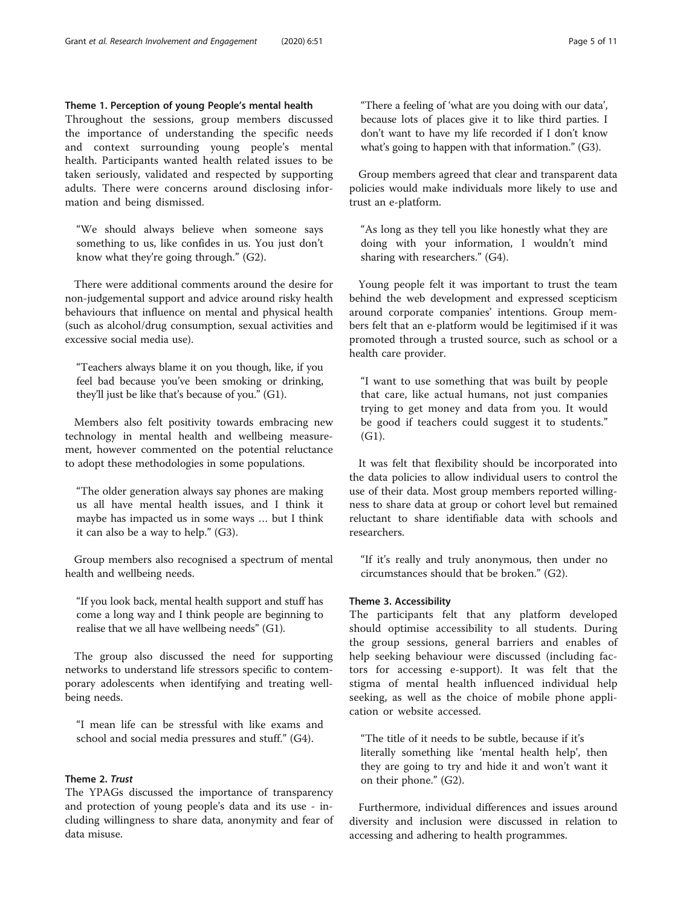### Theme 1. Perception of young People's mental health

Throughout the sessions, group members discussed the importance of understanding the specific needs and context surrounding young people's mental health. Participants wanted health related issues to be taken seriously, validated and respected by supporting adults. There were concerns around disclosing information and being dismissed.

> "We should always believe when someone says something to us, like confides in us. You just don't know what they're going through." (G2).

There were additional comments around the desire for non-judgemental support and advice around risky health behaviours that influence on mental and physical health (such as alcohol/drug consumption, sexual activities and excessive social media use).

> "Teachers always blame it on you though, like, if you feel bad because you've been smoking or drinking, they'll just be like that's because of you." (G1).

Members also felt positivity towards embracing new technology in mental health and wellbeing measurement, however commented on the potential reluctance to adopt these methodologies in some populations.

> "The older generation always say phones are making us all have mental health issues, and I think it maybe has impacted us in some ways … but I think it can also be a way to help." (G3).

Group members also recognised a spectrum of mental health and wellbeing needs.

> "If you look back, mental health support and stuff has come a long way and I think people are beginning to realise that we all have wellbeing needs" (G1).

The group also discussed the need for supporting networks to understand life stressors specific to contemporary adolescents when identifying and treating wellbeing needs.

> "I mean life can be stressful with like exams and school and social media pressures and stuff." (G4).

### Theme 2. *Trust*

The YPAGs discussed the importance of transparency and protection of young people's data and its use - including willingness to share data, anonymity and fear of data misuse.

> "There a feeling of 'what are you doing with our data', because lots of places give it to like third parties. I don't want to have my life recorded if I don't know what's going to happen with that information." (G3).

Group members agreed that clear and transparent data policies would make individuals more likely to use and trust an e-platform.

> "As long as they tell you like honestly what they are doing with your information, I wouldn't mind sharing with researchers." (G4).

Young people felt it was important to trust the team behind the web development and expressed scepticism around corporate companies' intentions. Group members felt that an e-platform would be legitimised if it was promoted through a trusted source, such as school or a health care provider.

> "I want to use something that was built by people that care, like actual humans, not just companies trying to get money and data from you. It would be good if teachers could suggest it to students." (G1).

It was felt that flexibility should be incorporated into the data policies to allow individual users to control the use of their data. Most group members reported willingness to share data at group or cohort level but remained reluctant to share identifiable data with schools and researchers.

> "If it's really and truly anonymous, then under no circumstances should that be broken." (G2).

### Theme 3. Accessibility

The participants felt that any platform developed should optimise accessibility to all students. During the group sessions, general barriers and enables of help seeking behaviour were discussed (including factors for accessing e-support). It was felt that the stigma of mental health influenced individual help seeking, as well as the choice of mobile phone application or website accessed.

> "The title of it needs to be subtle, because if it's literally something like 'mental health help', then they are going to try and hide it and won't want it on their phone." (G2).

Furthermore, individual differences and issues around diversity and inclusion were discussed in relation to accessing and adhering to health programmes.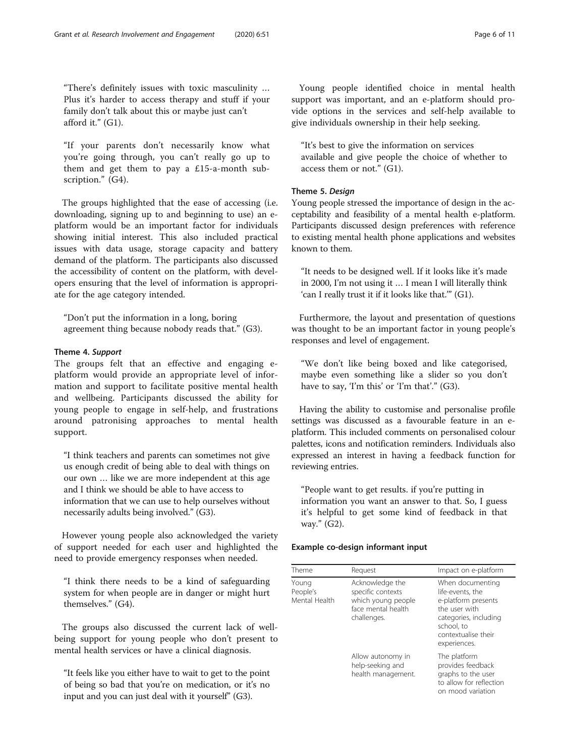"There's definitely issues with toxic masculinity … Plus it's harder to access therapy and stuff if your family don't talk about this or maybe just can't afford it." (G1).

"If your parents don't necessarily know what you're going through, you can't really go up to them and get them to pay a £15-a-month subscription." (G4).

The groups highlighted that the ease of accessing (i.e. downloading, signing up to and beginning to use) an e-platform would be an important factor for individuals showing initial interest. This also included practical issues with data usage, storage capacity and battery demand of the platform. The participants also discussed the accessibility of content on the platform, with developers ensuring that the level of information is appropriate for the age category intended.

"Don't put the information in a long, boring agreement thing because nobody reads that." (G3).

#### Theme 4. *Support*

The groups felt that an effective and engaging e-platform would provide an appropriate level of information and support to facilitate positive mental health and wellbeing. Participants discussed the ability for young people to engage in self-help, and frustrations around patronising approaches to mental health support.

"I think teachers and parents can sometimes not give us enough credit of being able to deal with things on our own … like we are more independent at this age and I think we should be able to have access to information that we can use to help ourselves without necessarily adults being involved." (G3).

However young people also acknowledged the variety of support needed for each user and highlighted the need to provide emergency responses when needed.

"I think there needs to be a kind of safeguarding system for when people are in danger or might hurt themselves." (G4).

The groups also discussed the current lack of well-being support for young people who don't present to mental health services or have a clinical diagnosis.

"It feels like you either have to wait to get to the point of being so bad that you're on medication, or it's no input and you can just deal with it yourself" (G3).

Young people identified choice in mental health support was important, and an e-platform should provide options in the services and self-help available to give individuals ownership in their help seeking.

"It's best to give the information on services available and give people the choice of whether to access them or not." (G1).

#### Theme 5. *Design*

Young people stressed the importance of design in the acceptability and feasibility of a mental health e-platform. Participants discussed design preferences with reference to existing mental health phone applications and websites known to them.

"It needs to be designed well. If it looks like it's made in 2000, I'm not using it … I mean I will literally think 'can I really trust it if it looks like that.'" (G1).

Furthermore, the layout and presentation of questions was thought to be an important factor in young people's responses and level of engagement.

"We don't like being boxed and like categorised, maybe even something like a slider so you don't have to say, 'I'm this' or 'I'm that'." (G3).

Having the ability to customise and personalise profile settings was discussed as a favourable feature in an e-platform. This included comments on personalised colour palettes, icons and notification reminders. Individuals also expressed an interest in having a feedback function for reviewing entries.

"People want to get results. if you're putting in information you want an answer to that. So, I guess it's helpful to get some kind of feedback in that way." (G2).

#### Example co-design informant input

| Theme | Request | Impact on e-platform |
|---|---|---|
| Young People's Mental Health | Acknowledge the specific contexts which young people face mental health challenges. | When documenting life-events, the e-platform presents the user with categories, including school, to contextualise their experiences. |
| | Allow autonomy in help-seeking and health management. | The platform provides feedback graphs to the user to allow for reflection on mood variation |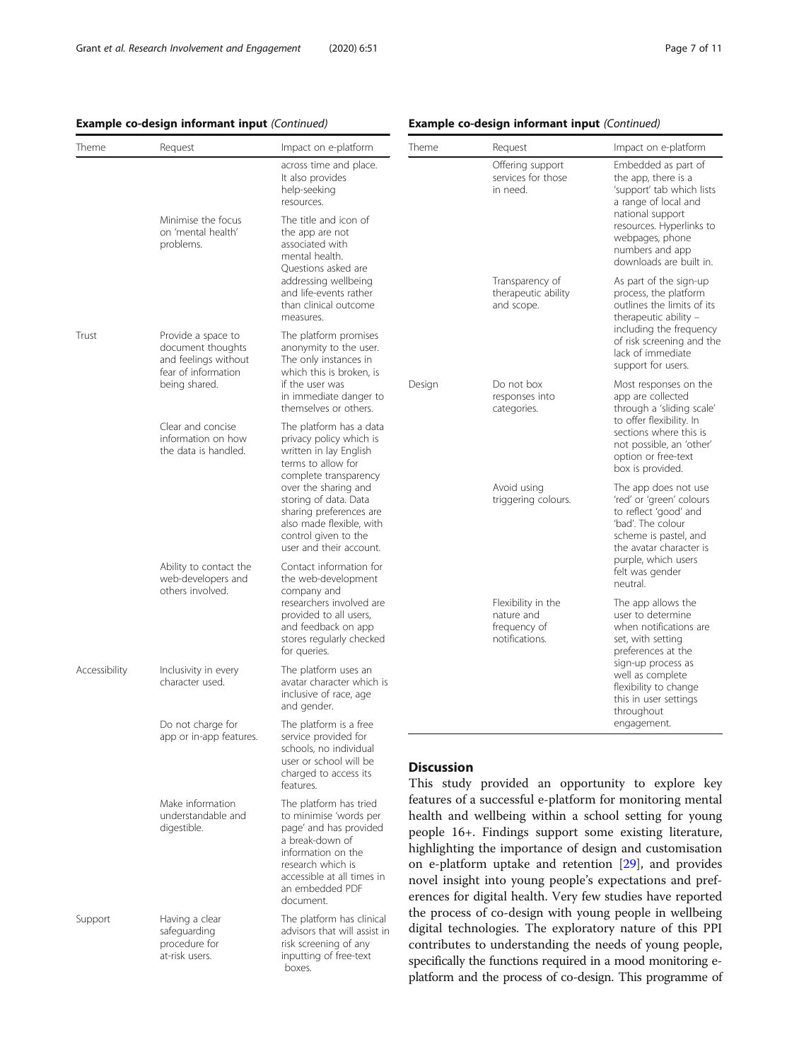**Example co-design informant input** *(Continued)*

| Theme | Request | Impact on e-platform |
|---|---|---|
| | | across time and place. It also provides help-seeking resources. |
| | Minimise the focus on 'mental health' problems. | The title and icon of the app are not associated with mental health. Questions asked are addressing wellbeing and life-events rather than clinical outcome measures. |
| Trust | Provide a space to document thoughts and feelings without fear of information being shared. | The platform promises anonymity to the user. The only instances in which this is broken, is if the user was in immediate danger to themselves or others. |
| | Clear and concise information on how the data is handled. | The platform has a data privacy policy which is written in lay English terms to allow for complete transparency over the sharing and storing of data. Data sharing preferences are also made flexible, with control given to the user and their account. |
| | Ability to contact the web-developers and others involved. | Contact information for the web-development company and researchers involved are provided to all users, and feedback on app stores regularly checked for queries. |
| Accessibility | Inclusivity in every character used. | The platform uses an avatar character which is inclusive of race, age and gender. |
| | Do not charge for app or in-app features. | The platform is a free service provided for schools, no individual user or school will be charged to access its features. |
| | Make information understandable and digestible. | The platform has tried to minimise 'words per page' and has provided a break-down of information on the research which is accessible at all times in an embedded PDF document. |
| Support | Having a clear safeguarding procedure for at-risk users. | The platform has clinical advisors that will assist in risk screening of any inputting of free-text boxes. |
| | Offering support services for those in need. | Embedded as part of the app, there is a 'support' tab which lists a range of local and national support resources. Hyperlinks to webpages, phone numbers and app downloads are built in. |
| | Transparency of therapeutic ability and scope. | As part of the sign-up process, the platform outlines the limits of its therapeutic ability – including the frequency of risk screening and the lack of immediate support for users. |
| Design | Do not box responses into categories. | Most responses on the app are collected through a 'sliding scale' to offer flexibility. In sections where this is not possible, an 'other' option or free-text box is provided. |
| | Avoid using triggering colours. | The app does not use 'red' or 'green' colours to reflect 'good' and 'bad'. The colour scheme is pastel, and the avatar character is purple, which users felt was gender neutral. |
| | Flexibility in the nature and frequency of notifications. | The app allows the user to determine when notifications are set, with setting preferences at the sign-up process as well as complete flexibility to change this in user settings throughout engagement. |

## Discussion

This study provided an opportunity to explore key features of a successful e-platform for monitoring mental health and wellbeing within a school setting for young people 16+. Findings support some existing literature, highlighting the importance of design and customisation on e-platform uptake and retention [29], and provides novel insight into young people's expectations and preferences for digital health. Very few studies have reported the process of co-design with young people in wellbeing digital technologies. The exploratory nature of this PPI contributes to understanding the needs of young people, specifically the functions required in a mood monitoring e-platform and the process of co-design. This programme of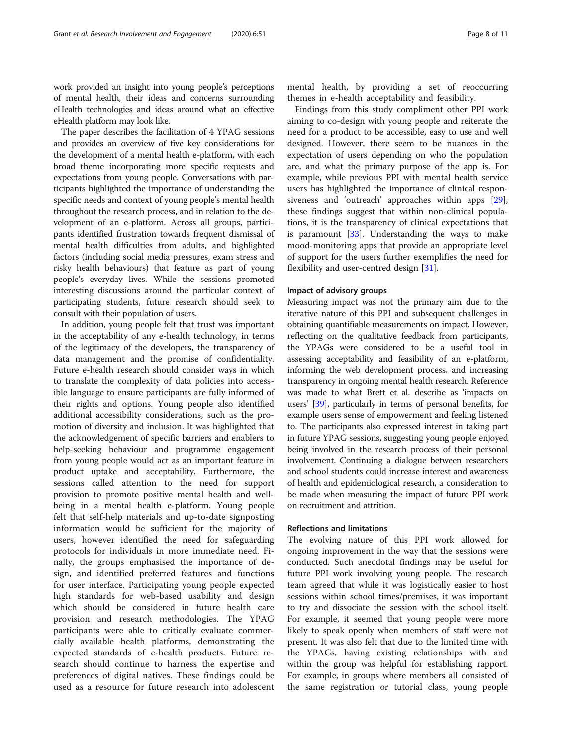work provided an insight into young people's perceptions of mental health, their ideas and concerns surrounding eHealth technologies and ideas around what an effective eHealth platform may look like.

The paper describes the facilitation of 4 YPAG sessions and provides an overview of five key considerations for the development of a mental health e-platform, with each broad theme incorporating more specific requests and expectations from young people. Conversations with participants highlighted the importance of understanding the specific needs and context of young people's mental health throughout the research process, and in relation to the development of an e-platform. Across all groups, participants identified frustration towards frequent dismissal of mental health difficulties from adults, and highlighted factors (including social media pressures, exam stress and risky health behaviours) that feature as part of young people's everyday lives. While the sessions promoted interesting discussions around the particular context of participating students, future research should seek to consult with their population of users.

In addition, young people felt that trust was important in the acceptability of any e-health technology, in terms of the legitimacy of the developers, the transparency of data management and the promise of confidentiality. Future e-health research should consider ways in which to translate the complexity of data policies into accessible language to ensure participants are fully informed of their rights and options. Young people also identified additional accessibility considerations, such as the promotion of diversity and inclusion. It was highlighted that the acknowledgement of specific barriers and enablers to help-seeking behaviour and programme engagement from young people would act as an important feature in product uptake and acceptability. Furthermore, the sessions called attention to the need for support provision to promote positive mental health and wellbeing in a mental health e-platform. Young people felt that self-help materials and up-to-date signposting information would be sufficient for the majority of users, however identified the need for safeguarding protocols for individuals in more immediate need. Finally, the groups emphasised the importance of design, and identified preferred features and functions for user interface. Participating young people expected high standards for web-based usability and design which should be considered in future health care provision and research methodologies. The YPAG participants were able to critically evaluate commercially available health platforms, demonstrating the expected standards of e-health products. Future research should continue to harness the expertise and preferences of digital natives. These findings could be used as a resource for future research into adolescent mental health, by providing a set of reoccurring themes in e-health acceptability and feasibility.

Findings from this study compliment other PPI work aiming to co-design with young people and reiterate the need for a product to be accessible, easy to use and well designed. However, there seem to be nuances in the expectation of users depending on who the population are, and what the primary purpose of the app is. For example, while previous PPI with mental health service users has highlighted the importance of clinical responsiveness and 'outreach' approaches within apps [29], these findings suggest that within non-clinical populations, it is the transparency of clinical expectations that is paramount [33]. Understanding the ways to make mood-monitoring apps that provide an appropriate level of support for the users further exemplifies the need for flexibility and user-centred design [31].

### Impact of advisory groups

Measuring impact was not the primary aim due to the iterative nature of this PPI and subsequent challenges in obtaining quantifiable measurements on impact. However, reflecting on the qualitative feedback from participants, the YPAGs were considered to be a useful tool in assessing acceptability and feasibility of an e-platform, informing the web development process, and increasing transparency in ongoing mental health research. Reference was made to what Brett et al. describe as 'impacts on users' [39], particularly in terms of personal benefits, for example users sense of empowerment and feeling listened to. The participants also expressed interest in taking part in future YPAG sessions, suggesting young people enjoyed being involved in the research process of their personal involvement. Continuing a dialogue between researchers and school students could increase interest and awareness of health and epidemiological research, a consideration to be made when measuring the impact of future PPI work on recruitment and attrition.

### Reflections and limitations

The evolving nature of this PPI work allowed for ongoing improvement in the way that the sessions were conducted. Such anecdotal findings may be useful for future PPI work involving young people. The research team agreed that while it was logistically easier to host sessions within school times/premises, it was important to try and dissociate the session with the school itself. For example, it seemed that young people were more likely to speak openly when members of staff were not present. It was also felt that due to the limited time with the YPAGs, having existing relationships with and within the group was helpful for establishing rapport. For example, in groups where members all consisted of the same registration or tutorial class, young people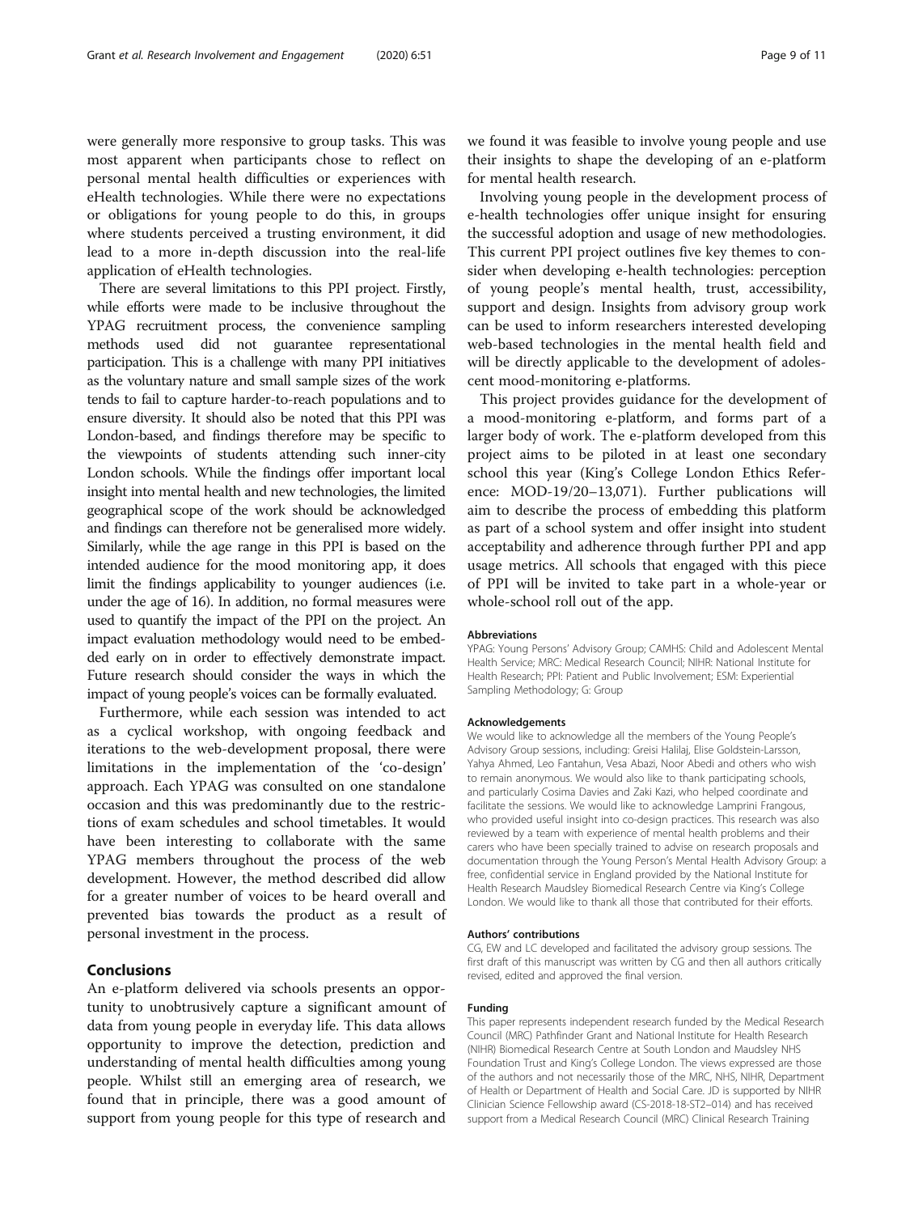were generally more responsive to group tasks. This was most apparent when participants chose to reflect on personal mental health difficulties or experiences with eHealth technologies. While there were no expectations or obligations for young people to do this, in groups where students perceived a trusting environment, it did lead to a more in-depth discussion into the real-life application of eHealth technologies.

There are several limitations to this PPI project. Firstly, while efforts were made to be inclusive throughout the YPAG recruitment process, the convenience sampling methods used did not guarantee representational participation. This is a challenge with many PPI initiatives as the voluntary nature and small sample sizes of the work tends to fail to capture harder-to-reach populations and to ensure diversity. It should also be noted that this PPI was London-based, and findings therefore may be specific to the viewpoints of students attending such inner-city London schools. While the findings offer important local insight into mental health and new technologies, the limited geographical scope of the work should be acknowledged and findings can therefore not be generalised more widely. Similarly, while the age range in this PPI is based on the intended audience for the mood monitoring app, it does limit the findings applicability to younger audiences (i.e. under the age of 16). In addition, no formal measures were used to quantify the impact of the PPI on the project. An impact evaluation methodology would need to be embedded early on in order to effectively demonstrate impact. Future research should consider the ways in which the impact of young people's voices can be formally evaluated.

Furthermore, while each session was intended to act as a cyclical workshop, with ongoing feedback and iterations to the web-development proposal, there were limitations in the implementation of the 'co-design' approach. Each YPAG was consulted on one standalone occasion and this was predominantly due to the restrictions of exam schedules and school timetables. It would have been interesting to collaborate with the same YPAG members throughout the process of the web development. However, the method described did allow for a greater number of voices to be heard overall and prevented bias towards the product as a result of personal investment in the process.

## Conclusions

An e-platform delivered via schools presents an opportunity to unobtrusively capture a significant amount of data from young people in everyday life. This data allows opportunity to improve the detection, prediction and understanding of mental health difficulties among young people. Whilst still an emerging area of research, we found that in principle, there was a good amount of support from young people for this type of research and we found it was feasible to involve young people and use their insights to shape the developing of an e-platform for mental health research.

Involving young people in the development process of e-health technologies offer unique insight for ensuring the successful adoption and usage of new methodologies. This current PPI project outlines five key themes to consider when developing e-health technologies: perception of young people's mental health, trust, accessibility, support and design. Insights from advisory group work can be used to inform researchers interested developing web-based technologies in the mental health field and will be directly applicable to the development of adolescent mood-monitoring e-platforms.

This project provides guidance for the development of a mood-monitoring e-platform, and forms part of a larger body of work. The e-platform developed from this project aims to be piloted in at least one secondary school this year (King's College London Ethics Reference: MOD-19/20–13,071). Further publications will aim to describe the process of embedding this platform as part of a school system and offer insight into student acceptability and adherence through further PPI and app usage metrics. All schools that engaged with this piece of PPI will be invited to take part in a whole-year or whole-school roll out of the app.

#### Abbreviations

YPAG: Young Persons' Advisory Group; CAMHS: Child and Adolescent Mental Health Service; MRC: Medical Research Council; NIHR: National Institute for Health Research; PPI: Patient and Public Involvement; ESM: Experiential Sampling Methodology; G: Group

#### Acknowledgements

We would like to acknowledge all the members of the Young People's Advisory Group sessions, including: Greisi Halilaj, Elise Goldstein-Larsson, Yahya Ahmed, Leo Fantahun, Vesa Abazi, Noor Abedi and others who wish to remain anonymous. We would also like to thank participating schools, and particularly Cosima Davies and Zaki Kazi, who helped coordinate and facilitate the sessions. We would like to acknowledge Lamprini Frangous, who provided useful insight into co-design practices. This research was also reviewed by a team with experience of mental health problems and their carers who have been specially trained to advise on research proposals and documentation through the Young Person's Mental Health Advisory Group: a free, confidential service in England provided by the National Institute for Health Research Maudsley Biomedical Research Centre via King's College London. We would like to thank all those that contributed for their efforts.

#### Authors' contributions

CG, EW and LC developed and facilitated the advisory group sessions. The first draft of this manuscript was written by CG and then all authors critically revised, edited and approved the final version.

#### Funding

This paper represents independent research funded by the Medical Research Council (MRC) Pathfinder Grant and National Institute for Health Research (NIHR) Biomedical Research Centre at South London and Maudsley NHS Foundation Trust and King's College London. The views expressed are those of the authors and not necessarily those of the MRC, NHS, NIHR, Department of Health or Department of Health and Social Care. JD is supported by NIHR Clinician Science Fellowship award (CS-2018-18-ST2–014) and has received support from a Medical Research Council (MRC) Clinical Research Training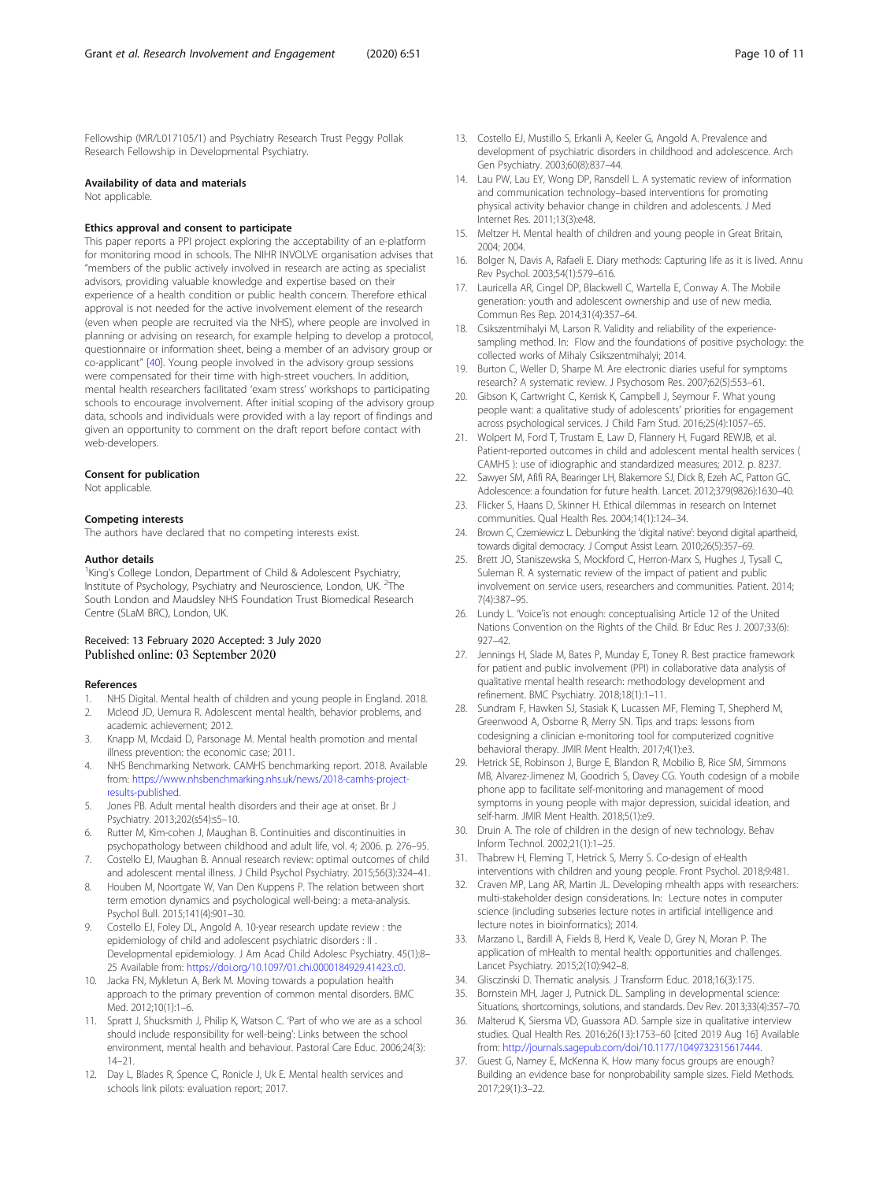Fellowship (MR/L017105/1) and Psychiatry Research Trust Peggy Pollak Research Fellowship in Developmental Psychiatry.

### Availability of data and materials

Not applicable.

### Ethics approval and consent to participate

This paper reports a PPI project exploring the acceptability of an e-platform for monitoring mood in schools. The NIHR INVOLVE organisation advises that "members of the public actively involved in research are acting as specialist advisors, providing valuable knowledge and expertise based on their experience of a health condition or public health concern. Therefore ethical approval is not needed for the active involvement element of the research (even when people are recruited via the NHS), where people are involved in planning or advising on research, for example helping to develop a protocol, questionnaire or information sheet, being a member of an advisory group or co-applicant" [40]. Young people involved in the advisory group sessions were compensated for their time with high-street vouchers. In addition, mental health researchers facilitated 'exam stress' workshops to participating schools to encourage involvement. After initial scoping of the advisory group data, schools and individuals were provided with a lay report of findings and given an opportunity to comment on the draft report before contact with web-developers.

### Consent for publication

Not applicable.

### Competing interests

The authors have declared that no competing interests exist.

### Author details

[1]King's College London, Department of Child & Adolescent Psychiatry, Institute of Psychology, Psychiatry and Neuroscience, London, UK. [2]The South London and Maudsley NHS Foundation Trust Biomedical Research Centre (SLaM BRC), London, UK.

Received: 13 February 2020 Accepted: 3 July 2020
Published online: 03 September 2020

### References

1. NHS Digital. Mental health of children and young people in England. 2018.
2. Mcleod JD, Uemura R. Adolescent mental health, behavior problems, and academic achievement; 2012.
3. Knapp M, Mcdaid D, Parsonage M. Mental health promotion and mental illness prevention: the economic case; 2011.
4. NHS Benchmarking Network. CAMHS benchmarking report. 2018. Available from: https://www.nhsbenchmarking.nhs.uk/news/2018-camhs-project-results-published.
5. Jones PB. Adult mental health disorders and their age at onset. Br J Psychiatry. 2013;202(s54):s5–10.
6. Rutter M, Kim-cohen J, Maughan B. Continuities and discontinuities in psychopathology between childhood and adult life, vol. 4; 2006. p. 276–95.
7. Costello EJ, Maughan B. Annual research review: optimal outcomes of child and adolescent mental illness. J Child Psychol Psychiatry. 2015;56(3):324–41.
8. Houben M, Noortgate W, Van Den Kuppens P. The relation between short term emotion dynamics and psychological well-being: a meta-analysis. Psychol Bull. 2015;141(4):901–30.
9. Costello EJ, Foley DL, Angold A. 10-year research update review : the epidemiology of child and adolescent psychiatric disorders : II . Developmental epidemiology. J Am Acad Child Adolesc Psychiatry. 45(1):8–25 Available from: https://doi.org/10.1097/01.chi.0000184929.41423.c0.
10. Jacka FN, Mykletun A, Berk M. Moving towards a population health approach to the primary prevention of common mental disorders. BMC Med. 2012;10(1):1–6.
11. Spratt J, Shucksmith J, Philip K, Watson C. 'Part of who we are as a school should include responsibility for well-being': Links between the school environment, mental health and behaviour. Pastoral Care Educ. 2006;24(3):14–21.
12. Day L, Blades R, Spence C, Ronicle J, Uk E. Mental health services and schools link pilots: evaluation report; 2017.
13. Costello EJ, Mustillo S, Erkanli A, Keeler G, Angold A. Prevalence and development of psychiatric disorders in childhood and adolescence. Arch Gen Psychiatry. 2003;60(8):837–44.
14. Lau PW, Lau EY, Wong DP, Ransdell L. A systematic review of information and communication technology–based interventions for promoting physical activity behavior change in children and adolescents. J Med Internet Res. 2011;13(3):e48.
15. Meltzer H. Mental health of children and young people in Great Britain, 2004; 2004.
16. Bolger N, Davis A, Rafaeli E. Diary methods: Capturing life as it is lived. Annu Rev Psychol. 2003;54(1):579–616.
17. Lauricella AR, Cingel DP, Blackwell C, Wartella E, Conway A. The Mobile generation: youth and adolescent ownership and use of new media. Commun Res Rep. 2014;31(4):357–64.
18. Csikszentmihalyi M, Larson R. Validity and reliability of the experience-sampling method. In: Flow and the foundations of positive psychology: the collected works of Mihaly Csikszentmihalyi; 2014.
19. Burton C, Weller D, Sharpe M. Are electronic diaries useful for symptoms research? A systematic review. J Psychosom Res. 2007;62(5):553–61.
20. Gibson K, Cartwright C, Kerrisk K, Campbell J, Seymour F. What young people want: a qualitative study of adolescents' priorities for engagement across psychological services. J Child Fam Stud. 2016;25(4):1057–65.
21. Wolpert M, Ford T, Trustam E, Law D, Flannery H, Fugard REWJB, et al. Patient-reported outcomes in child and adolescent mental health services ( CAMHS ): use of idiographic and standardized measures; 2012. p. 8237.
22. Sawyer SM, Afifi RA, Bearinger LH, Blakemore SJ, Dick B, Ezeh AC, Patton GC. Adolescence: a foundation for future health. Lancet. 2012;379(9826):1630–40.
23. Flicker S, Haans D, Skinner H. Ethical dilemmas in research on Internet communities. Qual Health Res. 2004;14(1):124–34.
24. Brown C, Czerniewicz L. Debunking the 'digital native': beyond digital apartheid, towards digital democracy. J Comput Assist Learn. 2010;26(5):357–69.
25. Brett JO, Staniszewska S, Mockford C, Herron-Marx S, Hughes J, Tysall C, Suleman R. A systematic review of the impact of patient and public involvement on service users, researchers and communities. Patient. 2014;7(4):387–95.
26. Lundy L. 'Voice'is not enough: conceptualising Article 12 of the United Nations Convention on the Rights of the Child. Br Educ Res J. 2007;33(6):927–42.
27. Jennings H, Slade M, Bates P, Munday E, Toney R. Best practice framework for patient and public involvement (PPI) in collaborative data analysis of qualitative mental health research: methodology development and refinement. BMC Psychiatry. 2018;18(1):1–11.
28. Sundram F, Hawken SJ, Stasiak K, Lucassen MF, Fleming T, Shepherd M, Greenwood A, Osborne R, Merry SN. Tips and traps: lessons from codesigning a clinician e-monitoring tool for computerized cognitive behavioral therapy. JMIR Ment Health. 2017;4(1):e3.
29. Hetrick SE, Robinson J, Burge E, Blandon R, Mobilio B, Rice SM, Simmons MB, Alvarez-Jimenez M, Goodrich S, Davey CG. Youth codesign of a mobile phone app to facilitate self-monitoring and management of mood symptoms in young people with major depression, suicidal ideation, and self-harm. JMIR Ment Health. 2018;5(1):e9.
30. Druin A. The role of children in the design of new technology. Behav Inform Technol. 2002;21(1):1–25.
31. Thabrew H, Fleming T, Hetrick S, Merry S. Co-design of eHealth interventions with children and young people. Front Psychol. 2018;9:481.
32. Craven MP, Lang AR, Martin JL. Developing mhealth apps with researchers: multi-stakeholder design considerations. In: Lecture notes in computer science (including subseries lecture notes in artificial intelligence and lecture notes in bioinformatics); 2014.
33. Marzano L, Bardill A, Fields B, Herd K, Veale D, Grey N, Moran P. The application of mHealth to mental health: opportunities and challenges. Lancet Psychiatry. 2015;2(10):942–8.
34. Glisczinski D. Thematic analysis. J Transform Educ. 2018;16(3):175.
35. Bornstein MH, Jager J, Putnick DL. Sampling in developmental science: Situations, shortcomings, solutions, and standards. Dev Rev. 2013;33(4):357–70.
36. Malterud K, Siersma VD, Guassora AD. Sample size in qualitative interview studies. Qual Health Res. 2016;26(13):1753–60 [cited 2019 Aug 16] Available from: http://journals.sagepub.com/doi/10.1177/1049732315617444.
37. Guest G, Namey E, McKenna K. How many focus groups are enough? Building an evidence base for nonprobability sample sizes. Field Methods. 2017;29(1):3–22.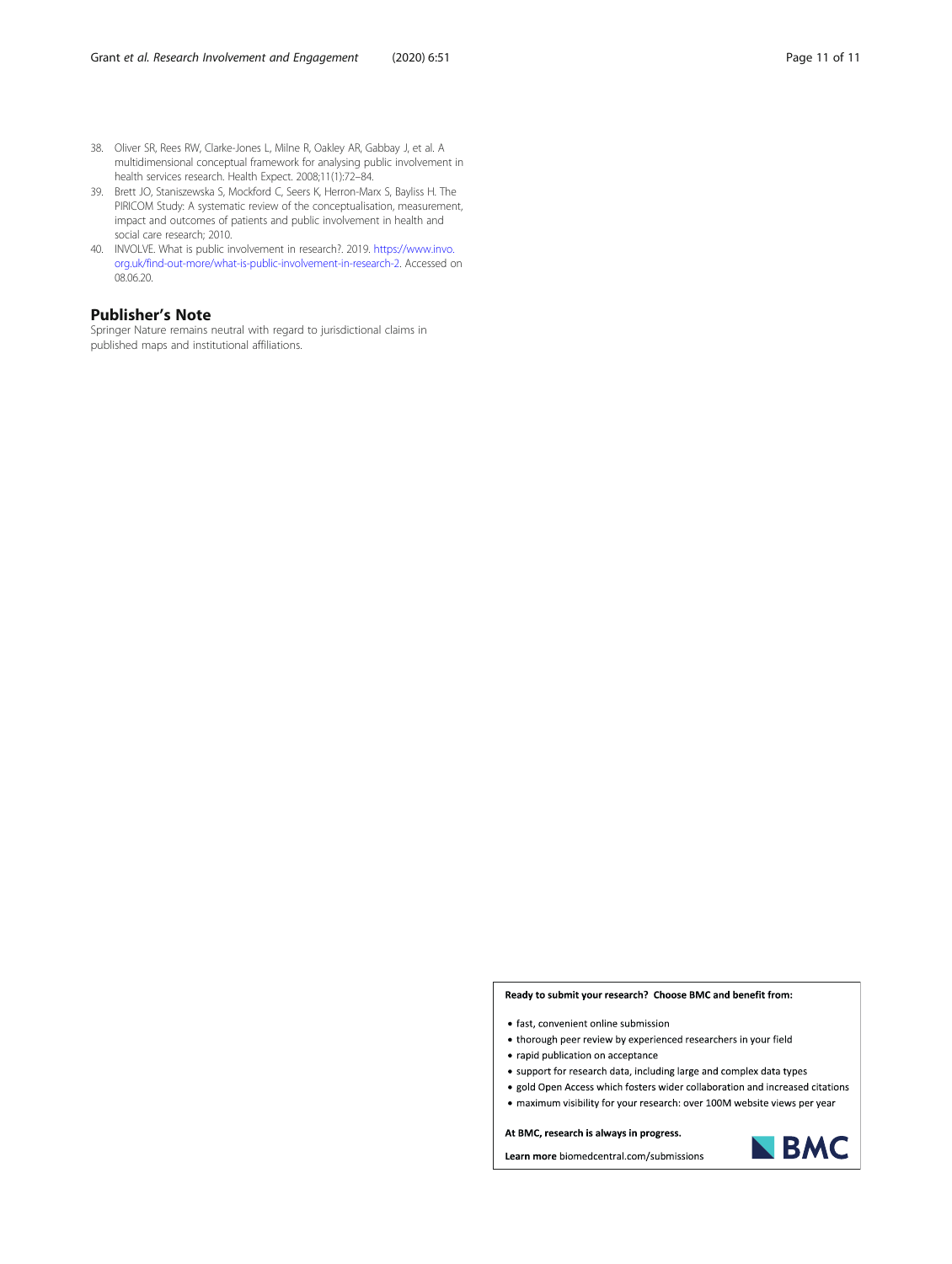38. Oliver SR, Rees RW, Clarke-Jones L, Milne R, Oakley AR, Gabbay J, et al. A multidimensional conceptual framework for analysing public involvement in health services research. Health Expect. 2008;11(1):72–84.
39. Brett JO, Staniszewska S, Mockford C, Seers K, Herron-Marx S, Bayliss H. The PIRICOM Study: A systematic review of the conceptualisation, measurement, impact and outcomes of patients and public involvement in health and social care research; 2010.
40. INVOLVE. What is public involvement in research?. 2019. https://www.invo.org.uk/find-out-more/what-is-public-involvement-in-research-2. Accessed on 08.06.20.

## Publisher's Note

Springer Nature remains neutral with regard to jurisdictional claims in published maps and institutional affiliations.

**Ready to submit your research? Choose BMC and benefit from:**

- fast, convenient online submission
- thorough peer review by experienced researchers in your field
- rapid publication on acceptance
- support for research data, including large and complex data types
- gold Open Access which fosters wider collaboration and increased citations
- maximum visibility for your research: over 100M website views per year

**At BMC, research is always in progress.**

**Learn more** biomedcentral.com/submissions

BMC